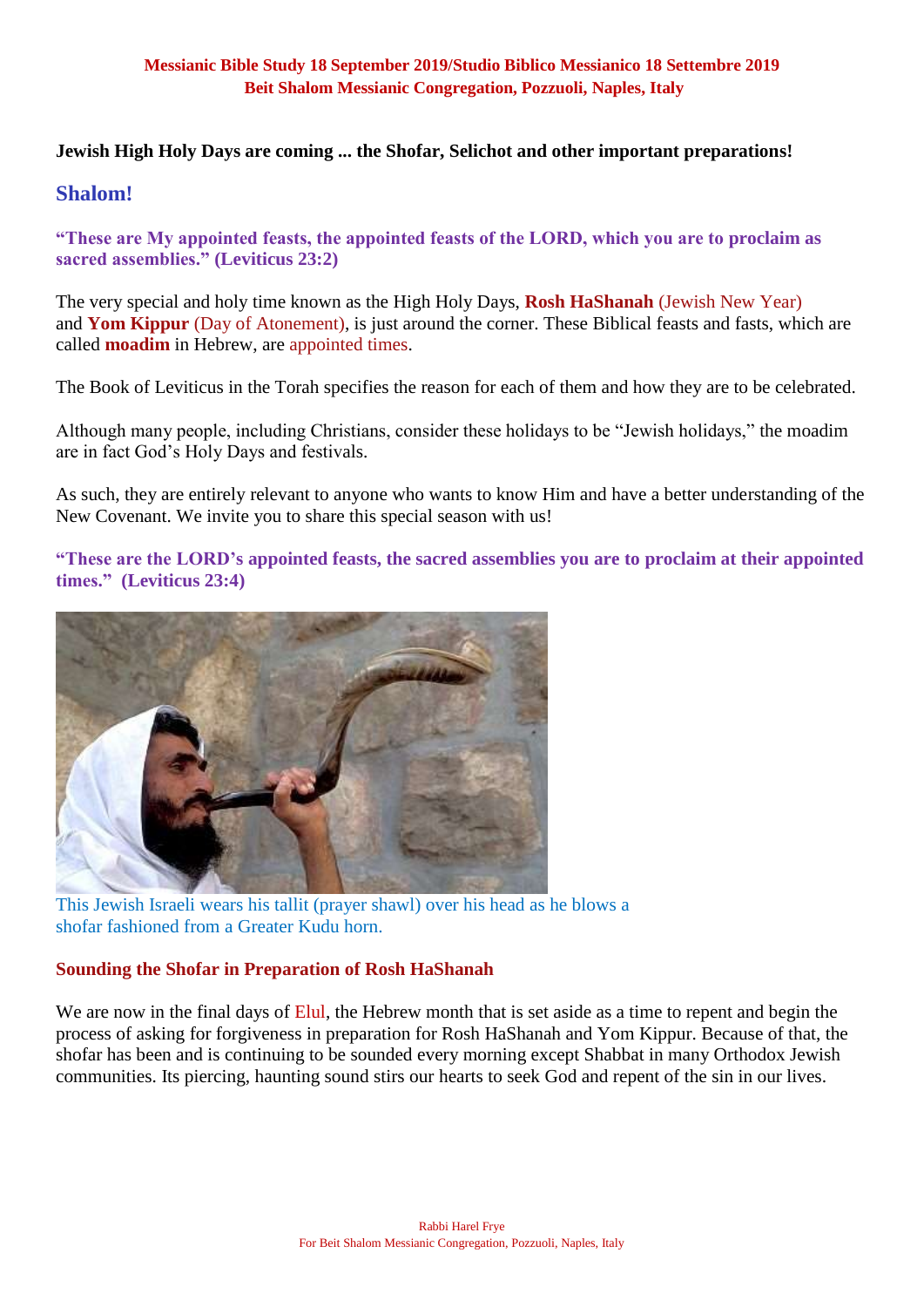**Messianic Bible Study 18 September 2019/Studio Biblico Messianico 18 Settembre 2019**
**Beit Shalom Messianic Congregation, Pozzuoli, Naples, Italy**

**Jewish High Holy Days are coming ... the Shofar, Selichot and other important preparations!**

## Shalom!

**"These are My appointed feasts, the appointed feasts of the LORD, which you are to proclaim as sacred assemblies." (Leviticus 23:2)**

The very special and holy time known as the High Holy Days, **Rosh HaShanah** (Jewish New Year) and **Yom Kippur** (Day of Atonement), is just around the corner. These Biblical feasts and fasts, which are called **moadim** in Hebrew, are appointed times.

The Book of Leviticus in the Torah specifies the reason for each of them and how they are to be celebrated.

Although many people, including Christians, consider these holidays to be "Jewish holidays," the moadim are in fact God's Holy Days and festivals.

As such, they are entirely relevant to anyone who wants to know Him and have a better understanding of the New Covenant. We invite you to share this special season with us!

**"These are the LORD's appointed feasts, the sacred assemblies you are to proclaim at their appointed times." (Leviticus 23:4)**

This Jewish Israeli wears his tallit (prayer shawl) over his head as he blows a shofar fashioned from a Greater Kudu horn.

### Sounding the Shofar in Preparation of Rosh HaShanah

We are now in the final days of Elul, the Hebrew month that is set aside as a time to repent and begin the process of asking for forgiveness in preparation for Rosh HaShanah and Yom Kippur. Because of that, the shofar has been and is continuing to be sounded every morning except Shabbat in many Orthodox Jewish communities. Its piercing, haunting sound stirs our hearts to seek God and repent of the sin in our lives.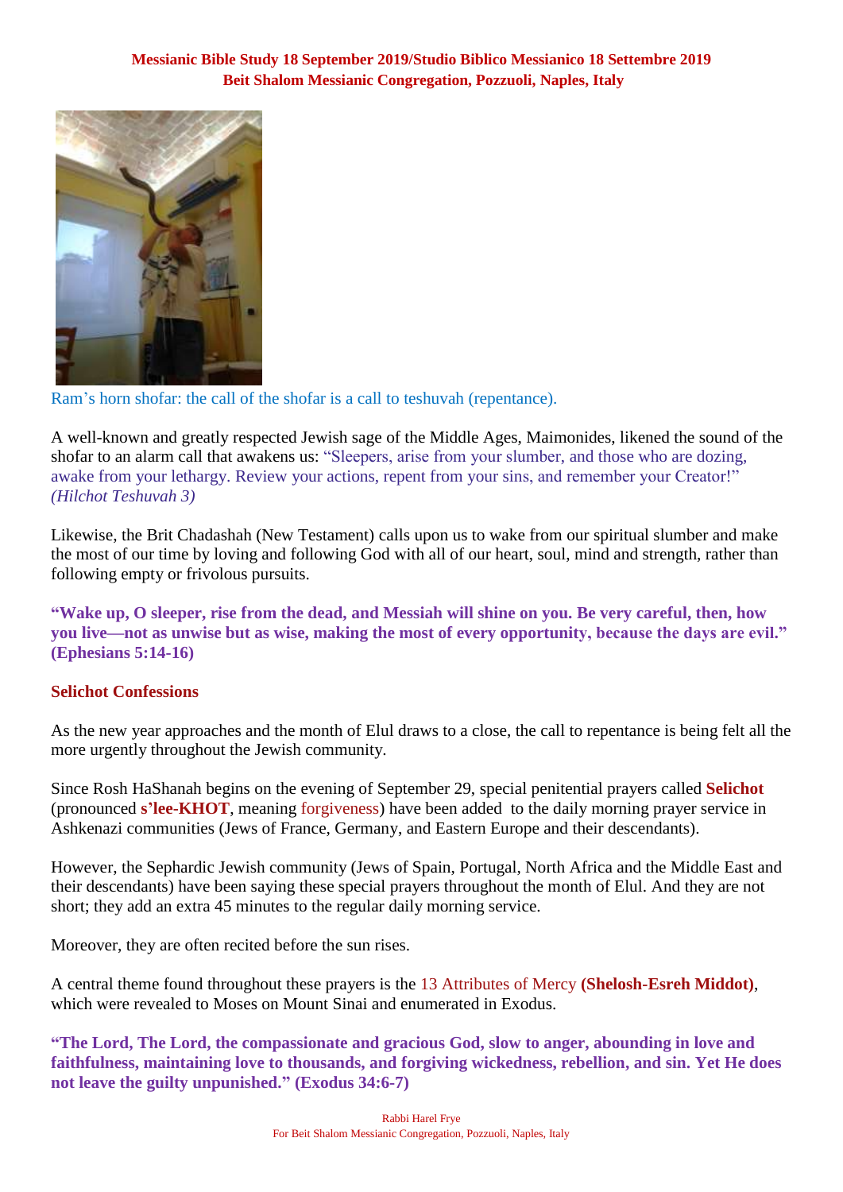**Messianic Bible Study 18 September 2019/Studio Biblico Messianico 18 Settembre 2019**
**Beit Shalom Messianic Congregation, Pozzuoli, Naples, Italy**

Ram's horn shofar: the call of the shofar is a call to teshuvah (repentance).

A well-known and greatly respected Jewish sage of the Middle Ages, Maimonides, likened the sound of the shofar to an alarm call that awakens us: "Sleepers, arise from your slumber, and those who are dozing, awake from your lethargy. Review your actions, repent from your sins, and remember your Creator!" *(Hilchot Teshuvah 3)*

Likewise, the Brit Chadashah (New Testament) calls upon us to wake from our spiritual slumber and make the most of our time by loving and following God with all of our heart, soul, mind and strength, rather than following empty or frivolous pursuits.

**"Wake up, O sleeper, rise from the dead, and Messiah will shine on you. Be very careful, then, how you live—not as unwise but as wise, making the most of every opportunity, because the days are evil." (Ephesians 5:14-16)**

## Selichot Confessions

As the new year approaches and the month of Elul draws to a close, the call to repentance is being felt all the more urgently throughout the Jewish community.

Since Rosh HaShanah begins on the evening of September 29, special penitential prayers called **Selichot** (pronounced **s'lee-KHOT**, meaning forgiveness) have been added to the daily morning prayer service in Ashkenazi communities (Jews of France, Germany, and Eastern Europe and their descendants).

However, the Sephardic Jewish community (Jews of Spain, Portugal, North Africa and the Middle East and their descendants) have been saying these special prayers throughout the month of Elul. And they are not short; they add an extra 45 minutes to the regular daily morning service.

Moreover, they are often recited before the sun rises.

A central theme found throughout these prayers is the 13 Attributes of Mercy **(Shelosh-Esreh Middot)**, which were revealed to Moses on Mount Sinai and enumerated in Exodus.

**"The Lord, The Lord, the compassionate and gracious God, slow to anger, abounding in love and faithfulness, maintaining love to thousands, and forgiving wickedness, rebellion, and sin. Yet He does not leave the guilty unpunished." (Exodus 34:6-7)**

Rabbi Harel Frye
For Beit Shalom Messianic Congregation, Pozzuoli, Naples, Italy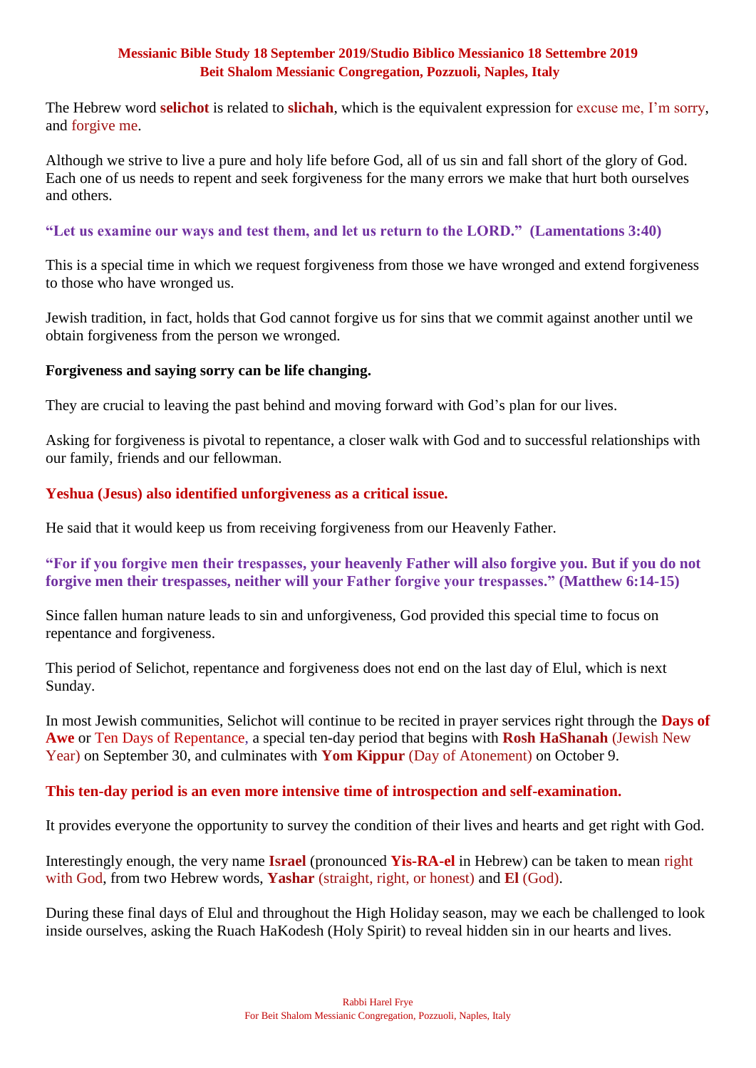**Messianic Bible Study 18 September 2019/Studio Biblico Messianico 18 Settembre 2019**
**Beit Shalom Messianic Congregation, Pozzuoli, Naples, Italy**

The Hebrew word **selichot** is related to **slichah**, which is the equivalent expression for excuse me, I'm sorry, and forgive me.

Although we strive to live a pure and holy life before God, all of us sin and fall short of the glory of God. Each one of us needs to repent and seek forgiveness for the many errors we make that hurt both ourselves and others.

**"Let us examine our ways and test them, and let us return to the LORD." (Lamentations 3:40)**

This is a special time in which we request forgiveness from those we have wronged and extend forgiveness to those who have wronged us.

Jewish tradition, in fact, holds that God cannot forgive us for sins that we commit against another until we obtain forgiveness from the person we wronged.

**Forgiveness and saying sorry can be life changing.**

They are crucial to leaving the past behind and moving forward with God's plan for our lives.

Asking for forgiveness is pivotal to repentance, a closer walk with God and to successful relationships with our family, friends and our fellowman.

**Yeshua (Jesus) also identified unforgiveness as a critical issue.**

He said that it would keep us from receiving forgiveness from our Heavenly Father.

**"For if you forgive men their trespasses, your heavenly Father will also forgive you. But if you do not forgive men their trespasses, neither will your Father forgive your trespasses." (Matthew 6:14-15)**

Since fallen human nature leads to sin and unforgiveness, God provided this special time to focus on repentance and forgiveness.

This period of Selichot, repentance and forgiveness does not end on the last day of Elul, which is next Sunday.

In most Jewish communities, Selichot will continue to be recited in prayer services right through the **Days of Awe** or Ten Days of Repentance, a special ten-day period that begins with **Rosh HaShanah** (Jewish New Year) on September 30, and culminates with **Yom Kippur** (Day of Atonement) on October 9.

**This ten-day period is an even more intensive time of introspection and self-examination.**

It provides everyone the opportunity to survey the condition of their lives and hearts and get right with God.

Interestingly enough, the very name **Israel** (pronounced **Yis-RA-el** in Hebrew) can be taken to mean right with God, from two Hebrew words, **Yashar** (straight, right, or honest) and **El** (God).

During these final days of Elul and throughout the High Holiday season, may we each be challenged to look inside ourselves, asking the Ruach HaKodesh (Holy Spirit) to reveal hidden sin in our hearts and lives.

Rabbi Harel Frye
For Beit Shalom Messianic Congregation, Pozzuoli, Naples, Italy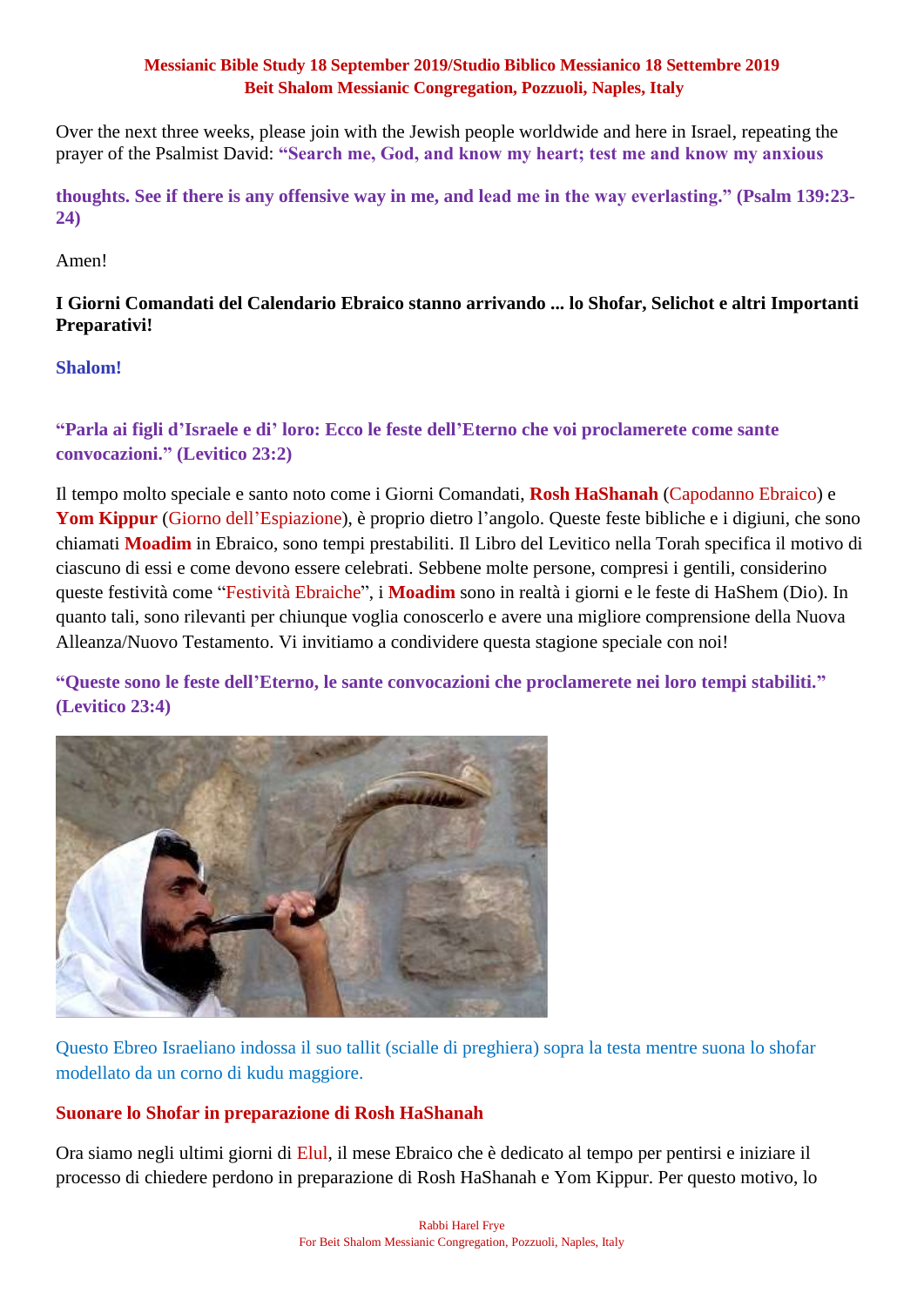**Messianic Bible Study 18 September 2019/Studio Biblico Messianico 18 Settembre 2019**
**Beit Shalom Messianic Congregation, Pozzuoli, Naples, Italy**

Over the next three weeks, please join with the Jewish people worldwide and here in Israel, repeating the prayer of the Psalmist David: **"Search me, God, and know my heart; test me and know my anxious thoughts. See if there is any offensive way in me, and lead me in the way everlasting." (Psalm 139:23-24)**

Amen!

**I Giorni Comandati del Calendario Ebraico stanno arrivando ... lo Shofar, Selichot e altri Importanti Preparativi!**

**Shalom!**

**"Parla ai figli d'Israele e di' loro: Ecco le feste dell'Eterno che voi proclamerete come sante convocazioni." (Levitico 23:2)**

Il tempo molto speciale e santo noto come i Giorni Comandati, **Rosh HaShanah** (Capodanno Ebraico) e **Yom Kippur** (Giorno dell'Espiazione), è proprio dietro l'angolo. Queste feste bibliche e i digiuni, che sono chiamati **Moadim** in Ebraico, sono tempi prestabiliti. Il Libro del Levitico nella Torah specifica il motivo di ciascuno di essi e come devono essere celebrati. Sebbene molte persone, compresi i gentili, considerino queste festività come "Festività Ebraiche", i **Moadim** sono in realtà i giorni e le feste di HaShem (Dio). In quanto tali, sono rilevanti per chiunque voglia conoscerlo e avere una migliore comprensione della Nuova Alleanza/Nuovo Testamento. Vi invitiamo a condividere questa stagione speciale con noi!

**"Queste sono le feste dell'Eterno, le sante convocazioni che proclamerete nei loro tempi stabiliti." (Levitico 23:4)**

Questo Ebreo Israeliano indossa il suo tallit (scialle di preghiera) sopra la testa mentre suona lo shofar modellato da un corno di kudu maggiore.

**Suonare lo Shofar in preparazione di Rosh HaShanah**

Ora siamo negli ultimi giorni di Elul, il mese Ebraico che è dedicato al tempo per pentirsi e iniziare il processo di chiedere perdono in preparazione di Rosh HaShanah e Yom Kippur. Per questo motivo, lo

Rabbi Harel Frye
For Beit Shalom Messianic Congregation, Pozzuoli, Naples, Italy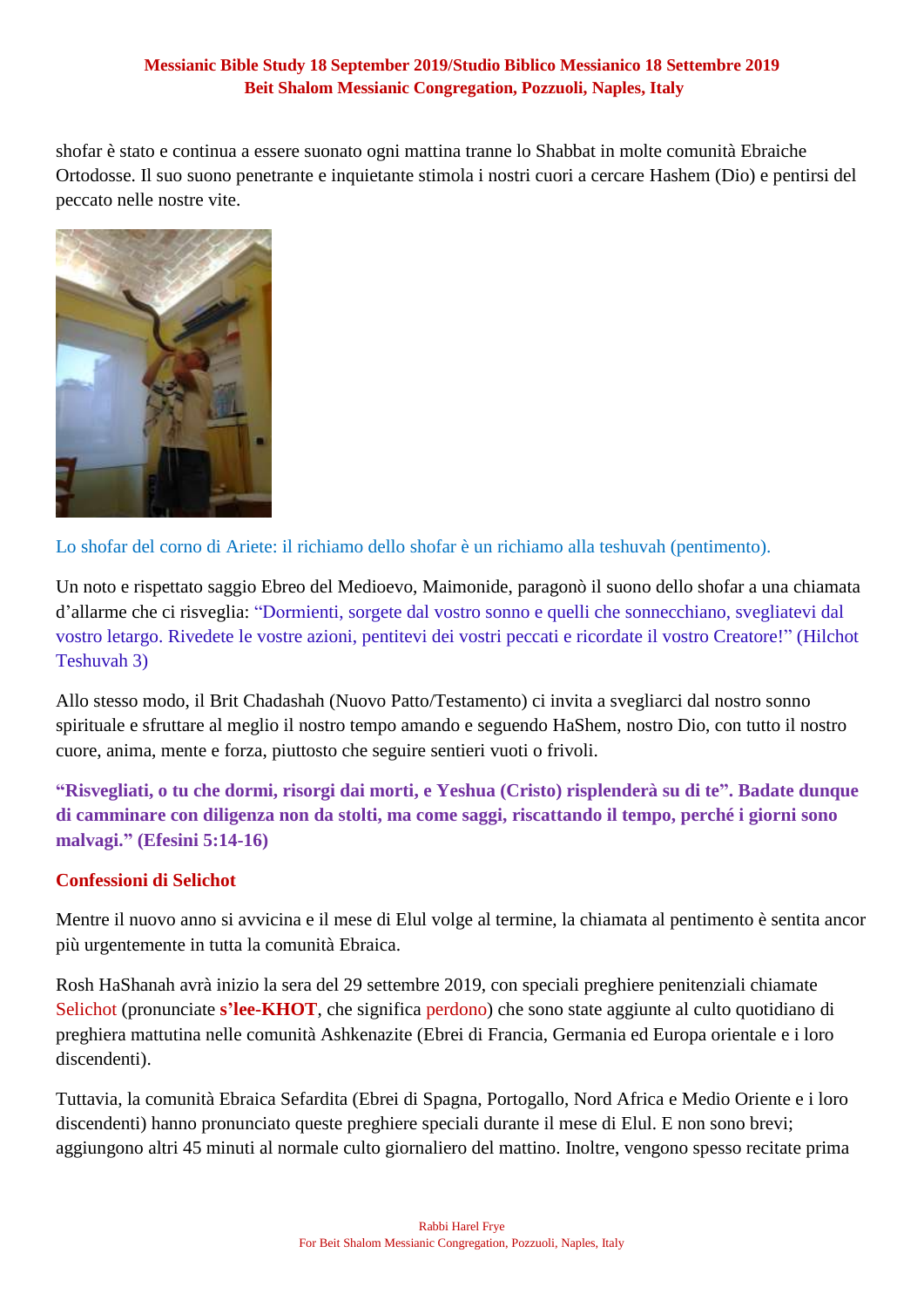shofar è stato e continua a essere suonato ogni mattina tranne lo Shabbat in molte comunità Ebraiche Ortodosse. Il suo suono penetrante e inquietante stimola i nostri cuori a cercare Hashem (Dio) e pentirsi del peccato nelle nostre vite.

Lo shofar del corno di Ariete: il richiamo dello shofar è un richiamo alla teshuvah (pentimento).

Un noto e rispettato saggio Ebreo del Medioevo, Maimonide, paragonò il suono dello shofar a una chiamata d'allarme che ci risveglia: "Dormienti, sorgete dal vostro sonno e quelli che sonnecchiano, svegliatevi dal vostro letargo. Rivedete le vostre azioni, pentitevi dei vostri peccati e ricordate il vostro Creatore!" (Hilchot Teshuvah 3)

Allo stesso modo, il Brit Chadashah (Nuovo Patto/Testamento) ci invita a svegliarci dal nostro sonno spirituale e sfruttare al meglio il nostro tempo amando e seguendo HaShem, nostro Dio, con tutto il nostro cuore, anima, mente e forza, piuttosto che seguire sentieri vuoti o frivoli.

**"Risvegliati, o tu che dormi, risorgi dai morti, e Yeshua (Cristo) risplenderà su di te". Badate dunque di camminare con diligenza non da stolti, ma come saggi, riscattando il tempo, perché i giorni sono malvagi." (Efesini 5:14-16)**

## Confessioni di Selichot

Mentre il nuovo anno si avvicina e il mese di Elul volge al termine, la chiamata al pentimento è sentita ancor più urgentemente in tutta la comunità Ebraica.

Rosh HaShanah avrà inizio la sera del 29 settembre 2019, con speciali preghiere penitenziali chiamate Selichot (pronunciate **s'lee-KHOT**, che significa perdono) che sono state aggiunte al culto quotidiano di preghiera mattutina nelle comunità Ashkenazite (Ebrei di Francia, Germania ed Europa orientale e i loro discendenti).

Tuttavia, la comunità Ebraica Sefardita (Ebrei di Spagna, Portogallo, Nord Africa e Medio Oriente e i loro discendenti) hanno pronunciato queste preghiere speciali durante il mese di Elul. E non sono brevi; aggiungono altri 45 minuti al normale culto giornaliero del mattino. Inoltre, vengono spesso recitate prima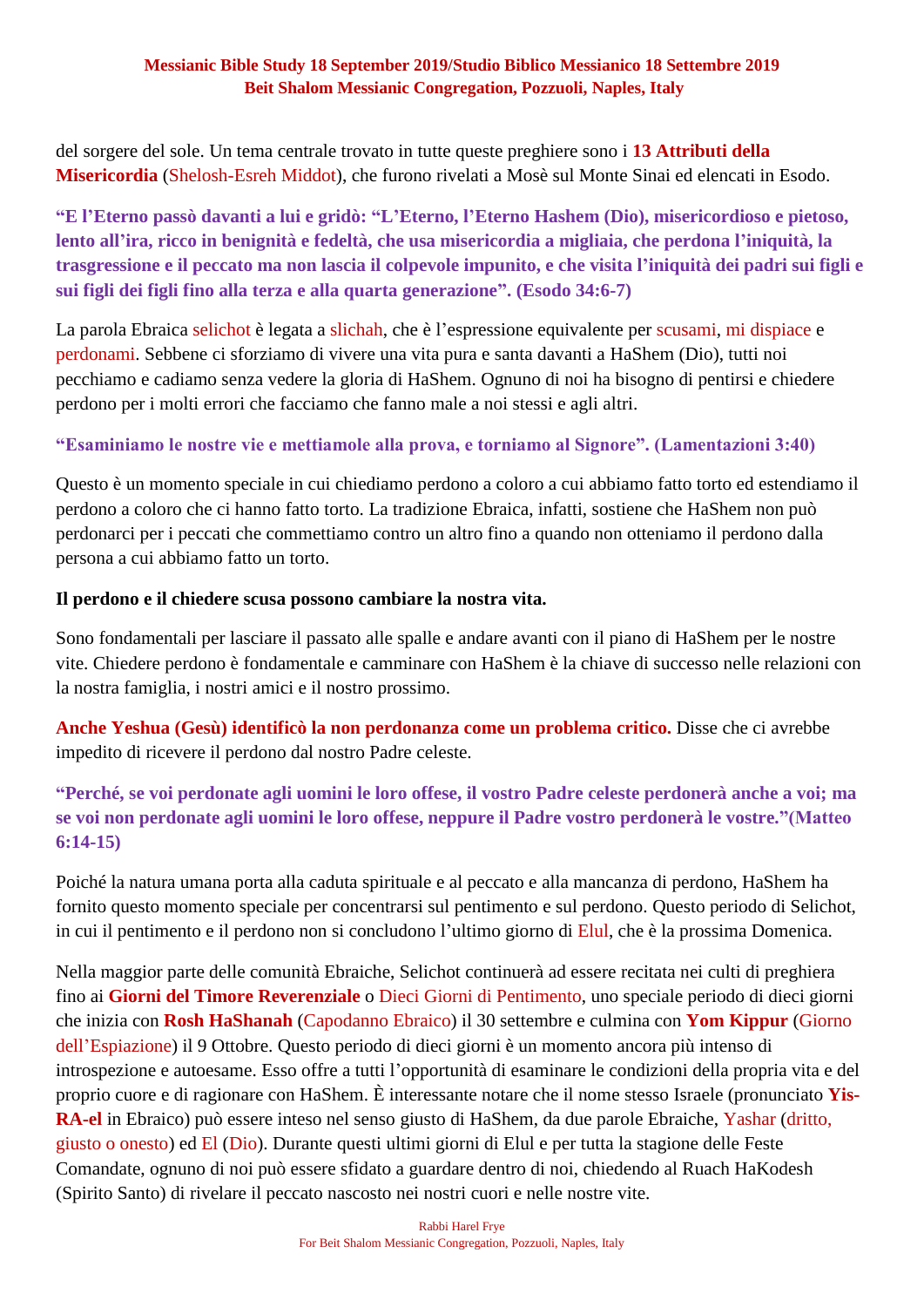del sorgere del sole. Un tema centrale trovato in tutte queste preghiere sono i **13 Attributi della Misericordia** (Shelosh-Esreh Middot), che furono rivelati a Mosè sul Monte Sinai ed elencati in Esodo.

**"E l'Eterno passò davanti a lui e gridò: "L'Eterno, l'Eterno Hashem (Dio), misericordioso e pietoso, lento all'ira, ricco in benignità e fedeltà, che usa misericordia a migliaia, che perdona l'iniquità, la trasgressione e il peccato ma non lascia il colpevole impunito, e che visita l'iniquità dei padri sui figli e sui figli dei figli fino alla terza e alla quarta generazione". (Esodo 34:6-7)**

La parola Ebraica selichot è legata a slichah, che è l'espressione equivalente per scusami, mi dispiace e perdonami. Sebbene ci sforziamo di vivere una vita pura e santa davanti a HaShem (Dio), tutti noi pecchiamo e cadiamo senza vedere la gloria di HaShem. Ognuno di noi ha bisogno di pentirsi e chiedere perdono per i molti errori che facciamo che fanno male a noi stessi e agli altri.

**"Esaminiamo le nostre vie e mettiamole alla prova, e torniamo al Signore". (Lamentazioni 3:40)**

Questo è un momento speciale in cui chiediamo perdono a coloro a cui abbiamo fatto torto ed estendiamo il perdono a coloro che ci hanno fatto torto. La tradizione Ebraica, infatti, sostiene che HaShem non può perdonarci per i peccati che commettiamo contro un altro fino a quando non otteniamo il perdono dalla persona a cui abbiamo fatto un torto.

**Il perdono e il chiedere scusa possono cambiare la nostra vita.**

Sono fondamentali per lasciare il passato alle spalle e andare avanti con il piano di HaShem per le nostre vite. Chiedere perdono è fondamentale e camminare con HaShem è la chiave di successo nelle relazioni con la nostra famiglia, i nostri amici e il nostro prossimo.

**Anche Yeshua (Gesù) identificò la non perdonanza come un problema critico.** Disse che ci avrebbe impedito di ricevere il perdono dal nostro Padre celeste.

**"Perché, se voi perdonate agli uomini le loro offese, il vostro Padre celeste perdonerà anche a voi; ma se voi non perdonate agli uomini le loro offese, neppure il Padre vostro perdonerà le vostre."(Matteo 6:14-15)**

Poiché la natura umana porta alla caduta spirituale e al peccato e alla mancanza di perdono, HaShem ha fornito questo momento speciale per concentrarsi sul pentimento e sul perdono. Questo periodo di Selichot, in cui il pentimento e il perdono non si concludono l'ultimo giorno di Elul, che è la prossima Domenica.

Nella maggior parte delle comunità Ebraiche, Selichot continuerà ad essere recitata nei culti di preghiera fino ai **Giorni del Timore Reverenziale** o Dieci Giorni di Pentimento, uno speciale periodo di dieci giorni che inizia con **Rosh HaShanah** (Capodanno Ebraico) il 30 settembre e culmina con **Yom Kippur** (Giorno dell'Espiazione) il 9 Ottobre. Questo periodo di dieci giorni è un momento ancora più intenso di introspezione e autoesame. Esso offre a tutti l'opportunità di esaminare le condizioni della propria vita e del proprio cuore e di ragionare con HaShem. È interessante notare che il nome stesso Israele (pronunciato **Yis-RA-el** in Ebraico) può essere inteso nel senso giusto di HaShem, da due parole Ebraiche, Yashar (dritto, giusto o onesto) ed El (Dio). Durante questi ultimi giorni di Elul e per tutta la stagione delle Feste Comandate, ognuno di noi può essere sfidato a guardare dentro di noi, chiedendo al Ruach HaKodesh (Spirito Santo) di rivelare il peccato nascosto nei nostri cuori e nelle nostre vite.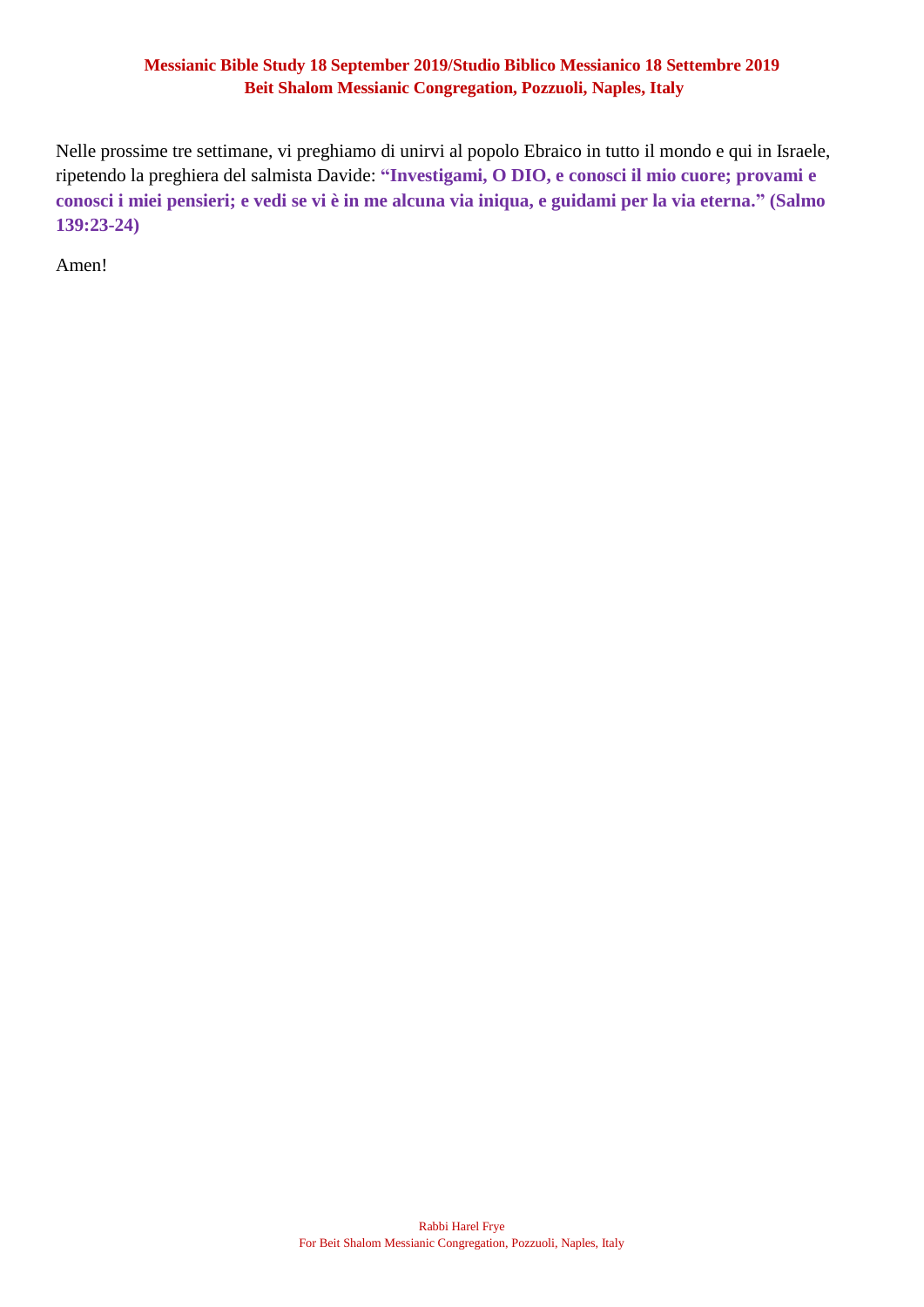Nelle prossime tre settimane, vi preghiamo di unirvi al popolo Ebraico in tutto il mondo e qui in Israele, ripetendo la preghiera del salmista Davide: **"Investigami, O DIO, e conosci il mio cuore; provami e conosci i miei pensieri; e vedi se vi è in me alcuna via iniqua, e guidami per la via eterna." (Salmo 139:23-24)**

Amen!

Rabbi Harel Frye
For Beit Shalom Messianic Congregation, Pozzuoli, Naples, Italy